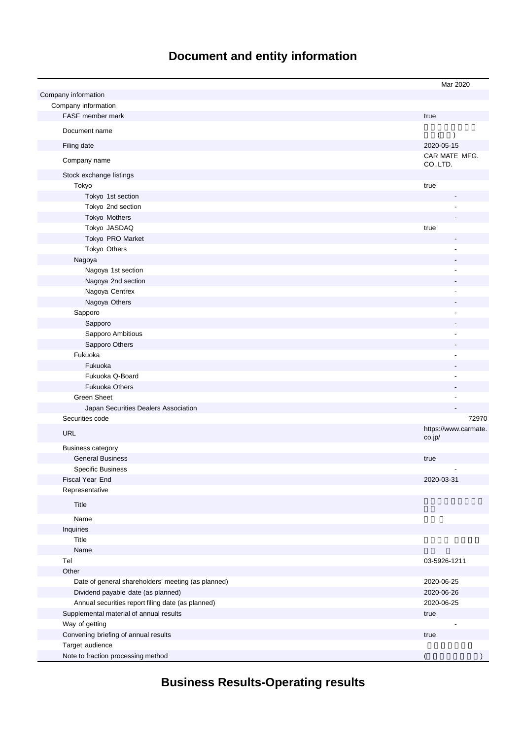# Document and entity information

| | Mar 2020 |
|---|---|
| Company information | |
| Company information | |
| FASF member mark | true |
| Document name | ( ) |
| Filing date | 2020-05-15 |
| Company name | CAR MATE MFG. CO.,LTD. |
| Stock exchange listings | |
| Tokyo | true |
| Tokyo 1st section | - |
| Tokyo 2nd section | - |
| Tokyo Mothers | - |
| Tokyo JASDAQ | true |
| Tokyo PRO Market | - |
| Tokyo Others | - |
| Nagoya | - |
| Nagoya 1st section | - |
| Nagoya 2nd section | - |
| Nagoya Centrex | - |
| Nagoya Others | - |
| Sapporo | - |
| Sapporo | - |
| Sapporo Ambitious | - |
| Sapporo Others | - |
| Fukuoka | - |
| Fukuoka | - |
| Fukuoka Q-Board | - |
| Fukuoka Others | - |
| Green Sheet | - |
| Japan Securities Dealers Association | - |
| Securities code | 72970 |
| URL | https://www.carmate.co.jp/ |
| Business category | |
| General Business | true |
| Specific Business | - |
| Fiscal Year End | 2020-03-31 |
| Representative | |
| Title | |
| Name | |
| Inquiries | |
| Title | |
| Name | |
| Tel | 03-5926-1211 |
| Other | |
| Date of general shareholders' meeting (as planned) | 2020-06-25 |
| Dividend payable date (as planned) | 2020-06-26 |
| Annual securities report filing date (as planned) | 2020-06-25 |
| Supplemental material of annual results | true |
| Way of getting | - |
| Convening briefing of annual results | true |
| Target audience | |
| Note to fraction processing method | ( ) |

# Business Results-Operating results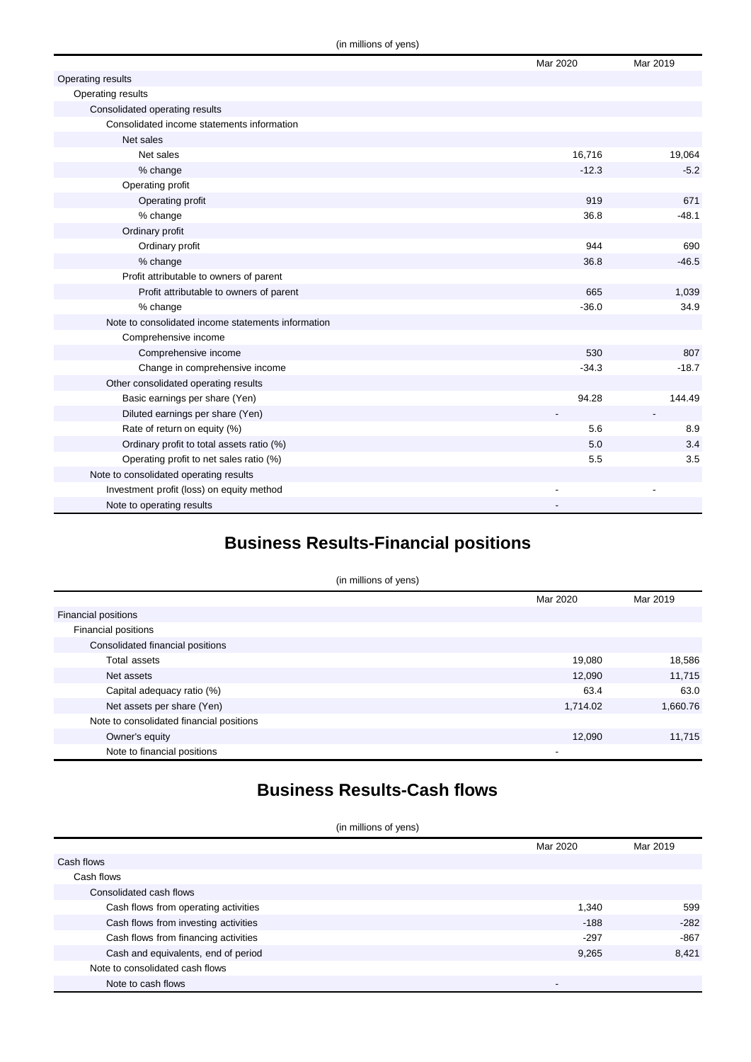(in millions of yens)

| | Mar 2020 | Mar 2019 |
|---|---|---|
| Operating results | | |
| Operating results | | |
| Consolidated operating results | | |
| Consolidated income statements information | | |
| Net sales | | |
| Net sales | 16,716 | 19,064 |
| % change | -12.3 | -5.2 |
| Operating profit | | |
| Operating profit | 919 | 671 |
| % change | 36.8 | -48.1 |
| Ordinary profit | | |
| Ordinary profit | 944 | 690 |
| % change | 36.8 | -46.5 |
| Profit attributable to owners of parent | | |
| Profit attributable to owners of parent | 665 | 1,039 |
| % change | -36.0 | 34.9 |
| Note to consolidated income statements information | | |
| Comprehensive income | | |
| Comprehensive income | 530 | 807 |
| Change in comprehensive income | -34.3 | -18.7 |
| Other consolidated operating results | | |
| Basic earnings per share (Yen) | 94.28 | 144.49 |
| Diluted earnings per share (Yen) | - | - |
| Rate of return on equity (%) | 5.6 | 8.9 |
| Ordinary profit to total assets ratio (%) | 5.0 | 3.4 |
| Operating profit to net sales ratio (%) | 5.5 | 3.5 |
| Note to consolidated operating results | | |
| Investment profit (loss) on equity method | - | - |
| Note to operating results | - | |

# Business Results-Financial positions

(in millions of yens)

| | Mar 2020 | Mar 2019 |
|---|---|---|
| Financial positions | | |
| Financial positions | | |
| Consolidated financial positions | | |
| Total assets | 19,080 | 18,586 |
| Net assets | 12,090 | 11,715 |
| Capital adequacy ratio (%) | 63.4 | 63.0 |
| Net assets per share (Yen) | 1,714.02 | 1,660.76 |
| Note to consolidated financial positions | | |
| Owner's equity | 12,090 | 11,715 |
| Note to financial positions | - | |

# Business Results-Cash flows

(in millions of yens)

| | Mar 2020 | Mar 2019 |
|---|---|---|
| Cash flows | | |
| Cash flows | | |
| Consolidated cash flows | | |
| Cash flows from operating activities | 1,340 | 599 |
| Cash flows from investing activities | -188 | -282 |
| Cash flows from financing activities | -297 | -867 |
| Cash and equivalents, end of period | 9,265 | 8,421 |
| Note to consolidated cash flows | | |
| Note to cash flows | - | |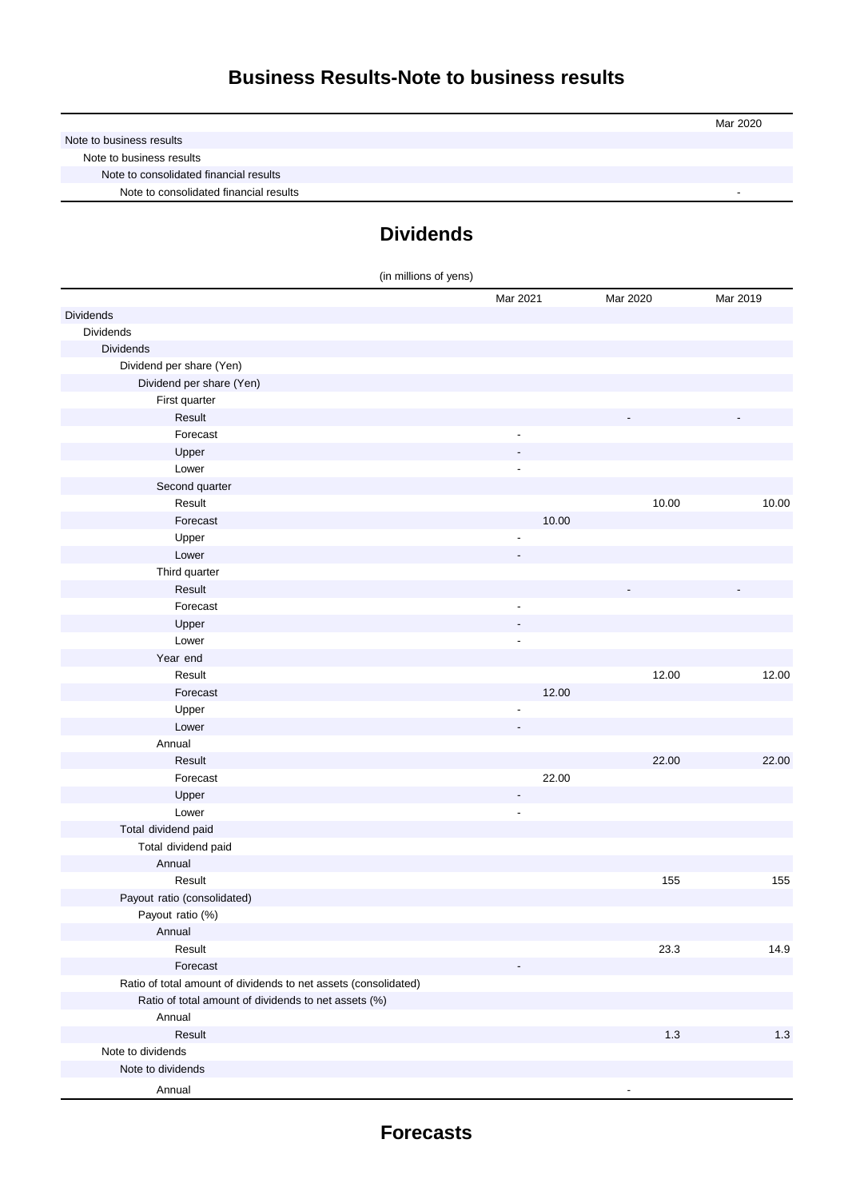# Business Results-Note to business results

| | Mar 2020 |
|---|---|
| Note to business results | |
| Note to business results | |
| Note to consolidated financial results | |
| Note to consolidated financial results | - |

## Dividends

(in millions of yens)

| | Mar 2021 | Mar 2020 | Mar 2019 |
|---|---|---|---|
| Dividends | | | |
| Dividends | | | |
| Dividends | | | |
| Dividend per share (Yen) | | | |
| Dividend per share (Yen) | | | |
| First quarter | | | |
| Result | | - | - |
| Forecast | - | | |
| Upper | - | | |
| Lower | - | | |
| Second quarter | | | |
| Result | | 10.00 | 10.00 |
| Forecast | 10.00 | | |
| Upper | - | | |
| Lower | - | | |
| Third quarter | | | |
| Result | | - | - |
| Forecast | - | | |
| Upper | - | | |
| Lower | - | | |
| Year end | | | |
| Result | | 12.00 | 12.00 |
| Forecast | 12.00 | | |
| Upper | - | | |
| Lower | - | | |
| Annual | | | |
| Result | | 22.00 | 22.00 |
| Forecast | 22.00 | | |
| Upper | - | | |
| Lower | - | | |
| Total dividend paid | | | |
| Total dividend paid | | | |
| Annual | | | |
| Result | | 155 | 155 |
| Payout ratio (consolidated) | | | |
| Payout ratio (%) | | | |
| Annual | | | |
| Result | | 23.3 | 14.9 |
| Forecast | - | | |
| Ratio of total amount of dividends to net assets (consolidated) | | | |
| Ratio of total amount of dividends to net assets (%) | | | |
| Annual | | | |
| Result | | 1.3 | 1.3 |
| Note to dividends | | | |
| Note to dividends | | | |
| Annual | | - | |

## Forecasts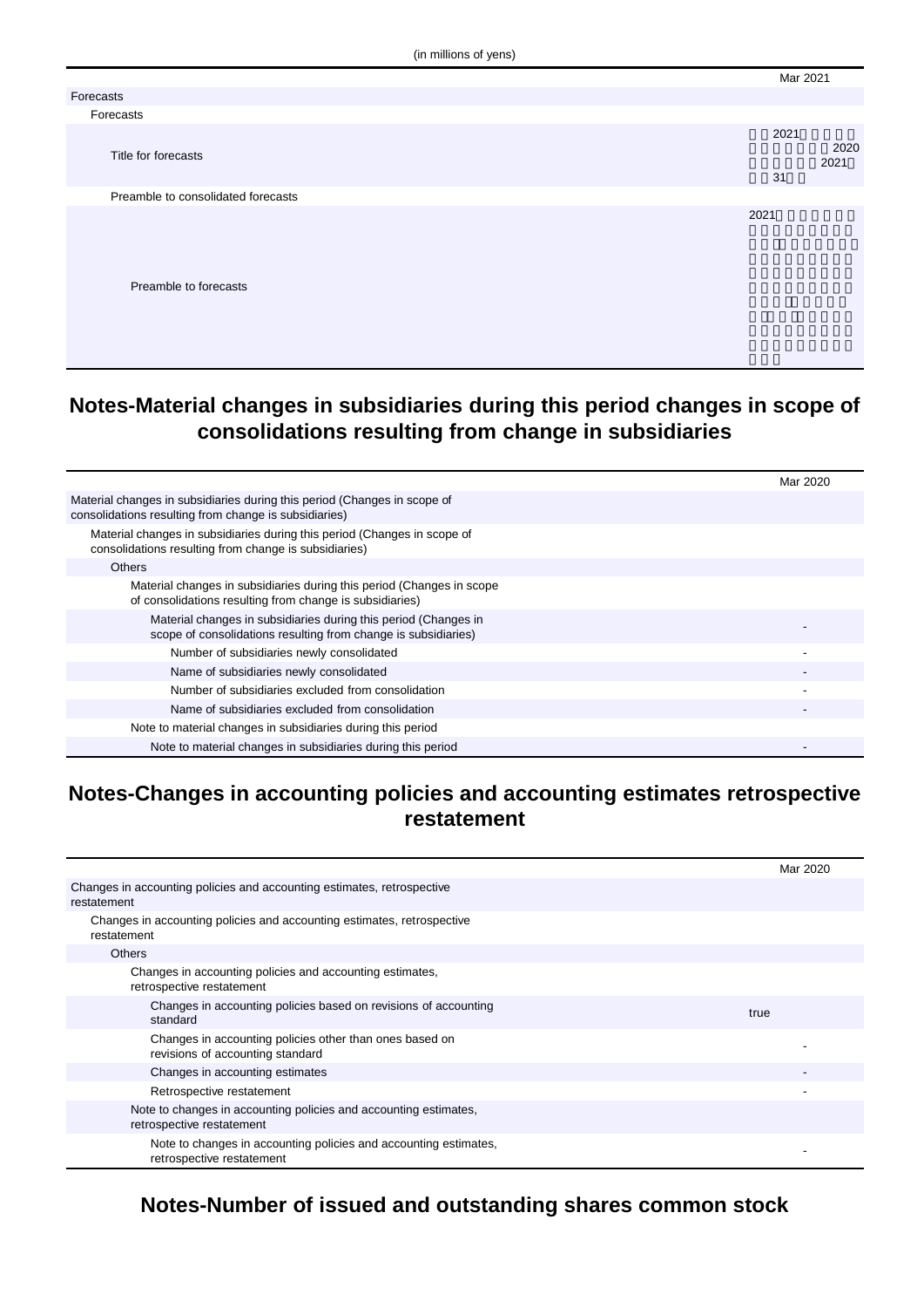(in millions of yens)

| | Mar 2021 |
|---|---|
| Forecasts | |
| Forecasts | |
| Title for forecasts | 2021 2020 2021 31 |
| Preamble to consolidated forecasts | |
| Preamble to forecasts | 2021 |

## Notes-Material changes in subsidiaries during this period changes in scope of consolidations resulting from change in subsidiaries

| | Mar 2020 |
|---|---|
| Material changes in subsidiaries during this period (Changes in scope of consolidations resulting from change is subsidiaries) | |
| Material changes in subsidiaries during this period (Changes in scope of consolidations resulting from change is subsidiaries) | |
| Others | |
| Material changes in subsidiaries during this period (Changes in scope of consolidations resulting from change is subsidiaries) | |
| Material changes in subsidiaries during this period (Changes in scope of consolidations resulting from change is subsidiaries) | - |
| Number of subsidiaries newly consolidated | - |
| Name of subsidiaries newly consolidated | - |
| Number of subsidiaries excluded from consolidation | - |
| Name of subsidiaries excluded from consolidation | - |
| Note to material changes in subsidiaries during this period | |
| Note to material changes in subsidiaries during this period | - |

## Notes-Changes in accounting policies and accounting estimates retrospective restatement

| | Mar 2020 |
|---|---|
| Changes in accounting policies and accounting estimates, retrospective restatement | |
| Changes in accounting policies and accounting estimates, retrospective restatement | |
| Others | |
| Changes in accounting policies and accounting estimates, retrospective restatement | |
| Changes in accounting policies based on revisions of accounting standard | true |
| Changes in accounting policies other than ones based on revisions of accounting standard | - |
| Changes in accounting estimates | - |
| Retrospective restatement | - |
| Note to changes in accounting policies and accounting estimates, retrospective restatement | |
| Note to changes in accounting policies and accounting estimates, retrospective restatement | - |

## Notes-Number of issued and outstanding shares common stock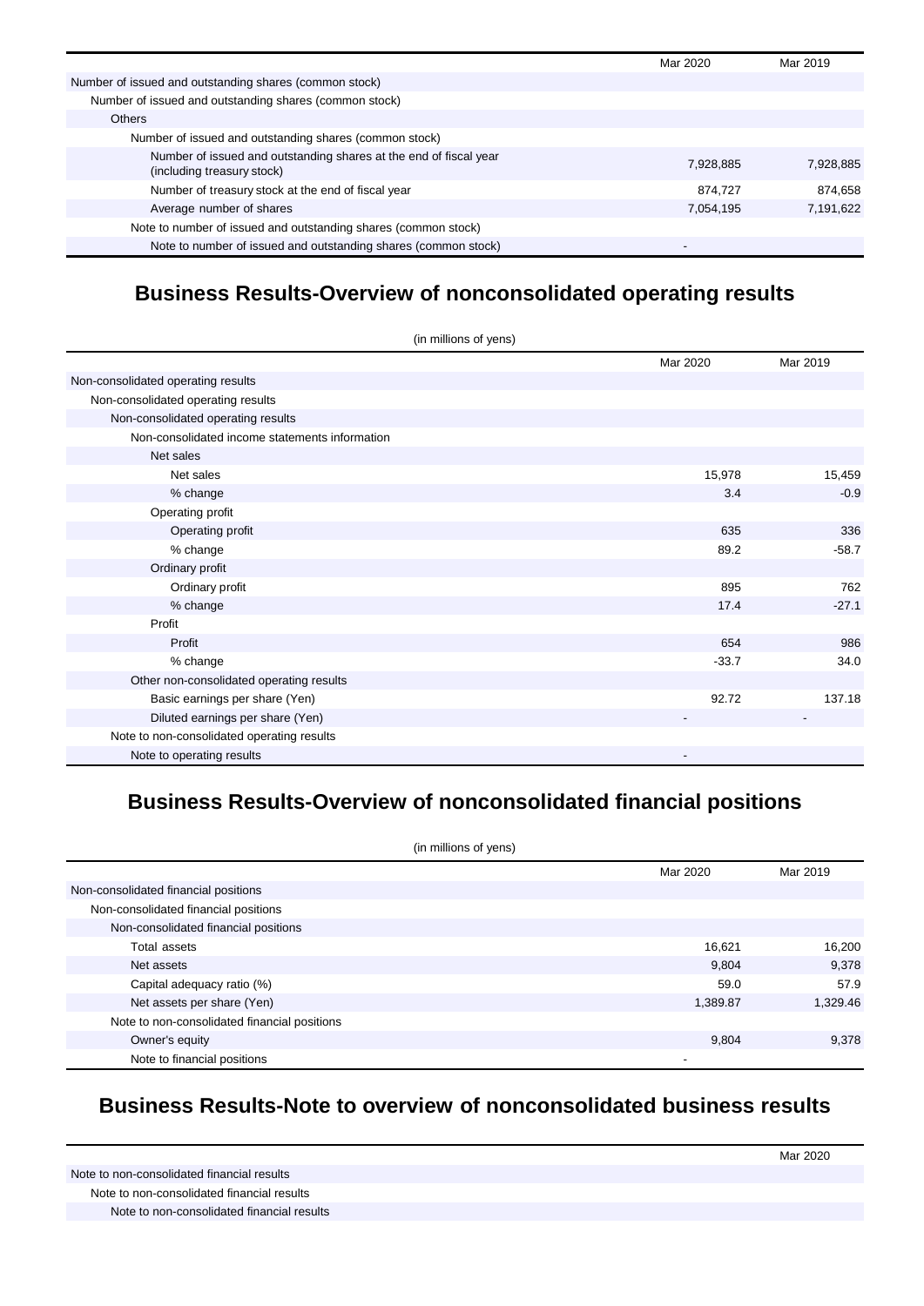| | Mar 2020 | Mar 2019 |
|---|---|---|
| Number of issued and outstanding shares (common stock) | | |
| Number of issued and outstanding shares (common stock) | | |
| Others | | |
| Number of issued and outstanding shares (common stock) | | |
| Number of issued and outstanding shares at the end of fiscal year (including treasury stock) | 7,928,885 | 7,928,885 |
| Number of treasury stock at the end of fiscal year | 874,727 | 874,658 |
| Average number of shares | 7,054,195 | 7,191,622 |
| Note to number of issued and outstanding shares (common stock) | | |
| Note to number of issued and outstanding shares (common stock) | - | |

## Business Results-Overview of nonconsolidated operating results

(in millions of yens)

| | Mar 2020 | Mar 2019 |
|---|---|---|
| Non-consolidated operating results | | |
| Non-consolidated operating results | | |
| Non-consolidated operating results | | |
| Non-consolidated income statements information | | |
| Net sales | | |
| Net sales | 15,978 | 15,459 |
| % change | 3.4 | -0.9 |
| Operating profit | | |
| Operating profit | 635 | 336 |
| % change | 89.2 | -58.7 |
| Ordinary profit | | |
| Ordinary profit | 895 | 762 |
| % change | 17.4 | -27.1 |
| Profit | | |
| Profit | 654 | 986 |
| % change | -33.7 | 34.0 |
| Other non-consolidated operating results | | |
| Basic earnings per share (Yen) | 92.72 | 137.18 |
| Diluted earnings per share (Yen) | - | - |
| Note to non-consolidated operating results | | |
| Note to operating results | - | |

## Business Results-Overview of nonconsolidated financial positions

(in millions of yens)

| | Mar 2020 | Mar 2019 |
|---|---|---|
| Non-consolidated financial positions | | |
| Non-consolidated financial positions | | |
| Non-consolidated financial positions | | |
| Total assets | 16,621 | 16,200 |
| Net assets | 9,804 | 9,378 |
| Capital adequacy ratio (%) | 59.0 | 57.9 |
| Net assets per share (Yen) | 1,389.87 | 1,329.46 |
| Note to non-consolidated financial positions | | |
| Owner's equity | 9,804 | 9,378 |
| Note to financial positions | - | |

## Business Results-Note to overview of nonconsolidated business results

| | Mar 2020 |
|---|---|
| Note to non-consolidated financial results | |
| Note to non-consolidated financial results | |
| Note to non-consolidated financial results | |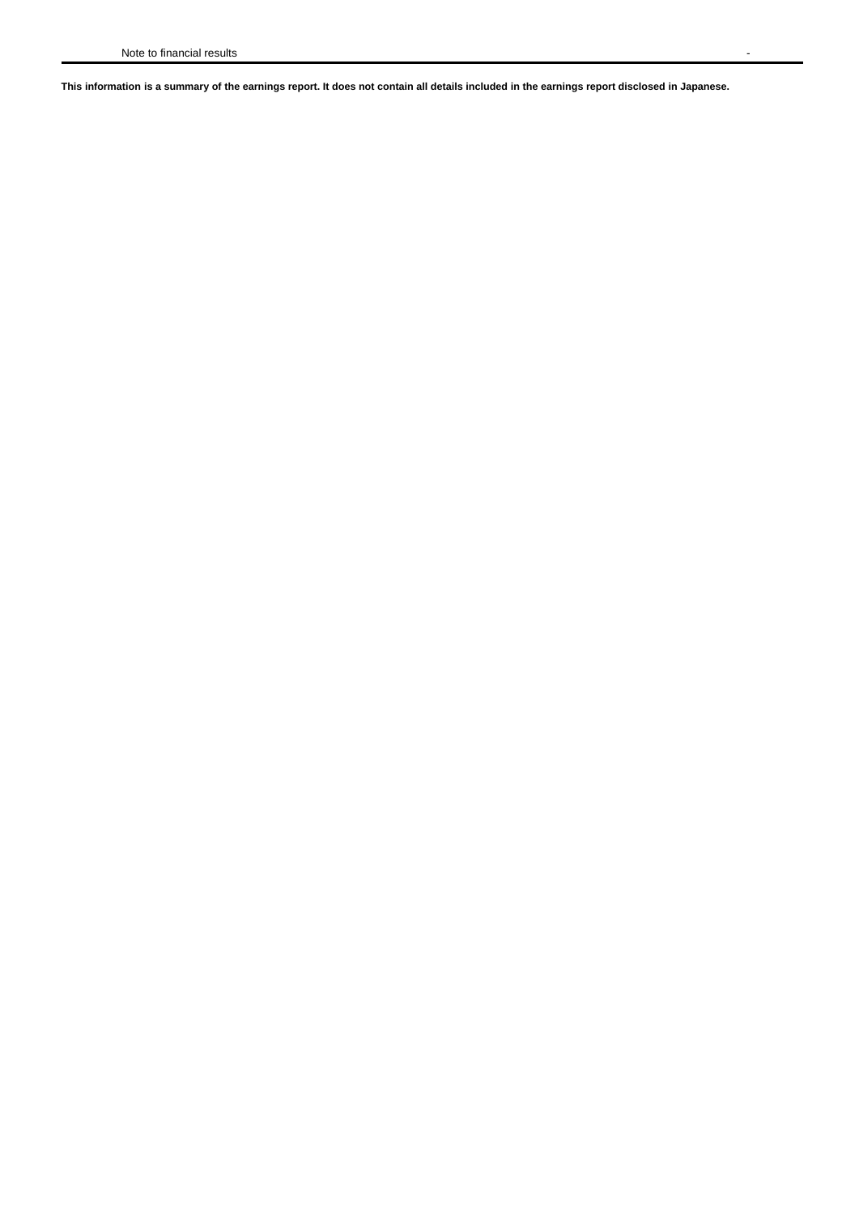**This information is a summary of the earnings report. It does not contain all details included in the earnings report disclosed in Japanese.**